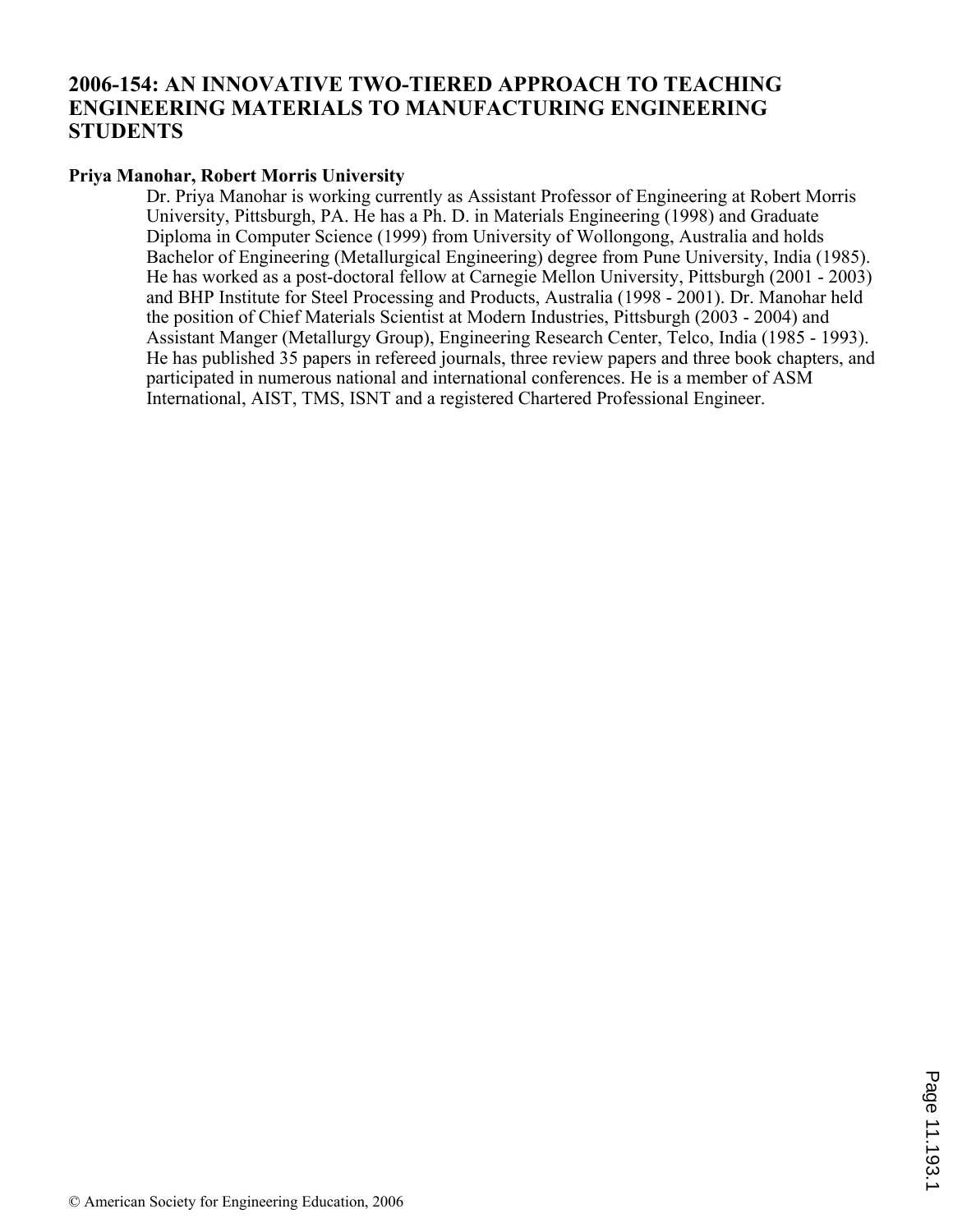# 2006-154: AN INNOVATIVE TWO-TIERED APPROACH TO TEACHING ENGINEERING MATERIALS TO MANUFACTURING ENGINEERING STUDENTS

**Priya Manohar, Robert Morris University**

Dr. Priya Manohar is working currently as Assistant Professor of Engineering at Robert Morris University, Pittsburgh, PA. He has a Ph. D. in Materials Engineering (1998) and Graduate Diploma in Computer Science (1999) from University of Wollongong, Australia and holds Bachelor of Engineering (Metallurgical Engineering) degree from Pune University, India (1985). He has worked as a post-doctoral fellow at Carnegie Mellon University, Pittsburgh (2001 - 2003) and BHP Institute for Steel Processing and Products, Australia (1998 - 2001). Dr. Manohar held the position of Chief Materials Scientist at Modern Industries, Pittsburgh (2003 - 2004) and Assistant Manger (Metallurgy Group), Engineering Research Center, Telco, India (1985 - 1993). He has published 35 papers in refereed journals, three review papers and three book chapters, and participated in numerous national and international conferences. He is a member of ASM International, AIST, TMS, ISNT and a registered Chartered Professional Engineer.

© American Society for Engineering Education, 2006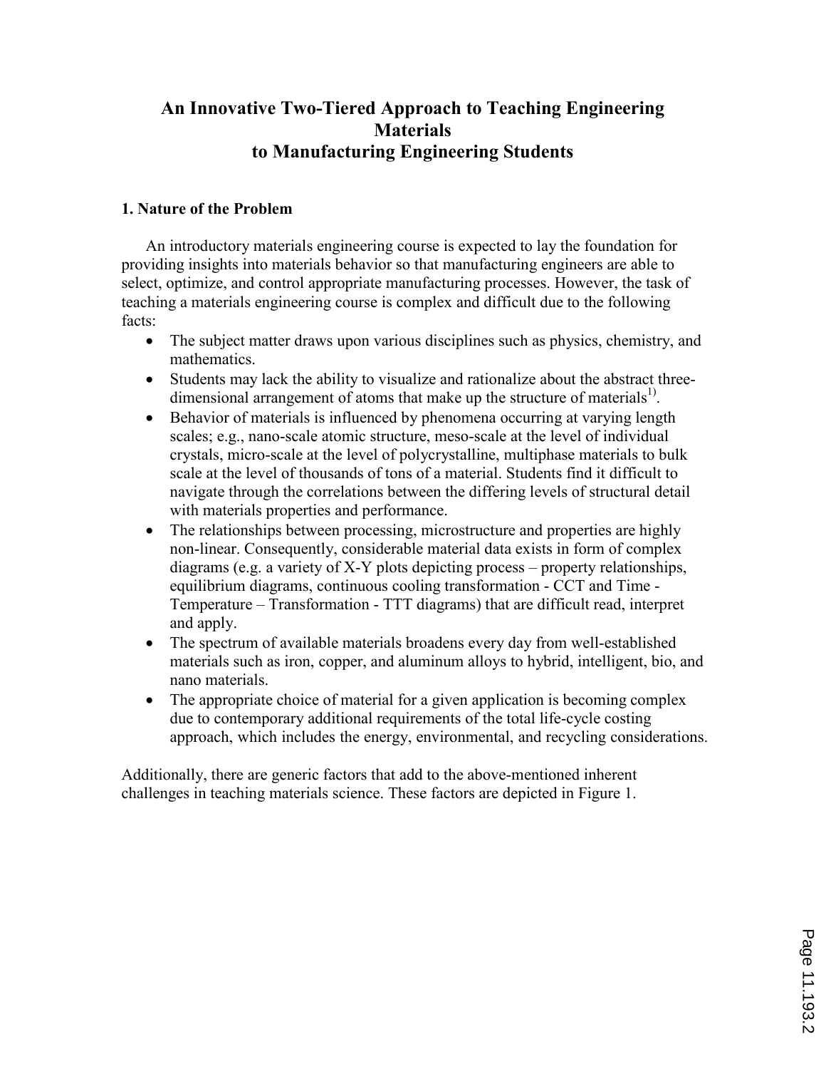# An Innovative Two-Tiered Approach to Teaching Engineering Materials to Manufacturing Engineering Students

## 1. Nature of the Problem

An introductory materials engineering course is expected to lay the foundation for providing insights into materials behavior so that manufacturing engineers are able to select, optimize, and control appropriate manufacturing processes. However, the task of teaching a materials engineering course is complex and difficult due to the following facts:

- The subject matter draws upon various disciplines such as physics, chemistry, and mathematics.
- Students may lack the ability to visualize and rationalize about the abstract three-dimensional arrangement of atoms that make up the structure of materials[1)].
- Behavior of materials is influenced by phenomena occurring at varying length scales; e.g., nano-scale atomic structure, meso-scale at the level of individual crystals, micro-scale at the level of polycrystalline, multiphase materials to bulk scale at the level of thousands of tons of a material. Students find it difficult to navigate through the correlations between the differing levels of structural detail with materials properties and performance.
- The relationships between processing, microstructure and properties are highly non-linear. Consequently, considerable material data exists in form of complex diagrams (e.g. a variety of X-Y plots depicting process – property relationships, equilibrium diagrams, continuous cooling transformation - CCT and Time - Temperature – Transformation - TTT diagrams) that are difficult read, interpret and apply.
- The spectrum of available materials broadens every day from well-established materials such as iron, copper, and aluminum alloys to hybrid, intelligent, bio, and nano materials.
- The appropriate choice of material for a given application is becoming complex due to contemporary additional requirements of the total life-cycle costing approach, which includes the energy, environmental, and recycling considerations.

Additionally, there are generic factors that add to the above-mentioned inherent challenges in teaching materials science. These factors are depicted in Figure 1.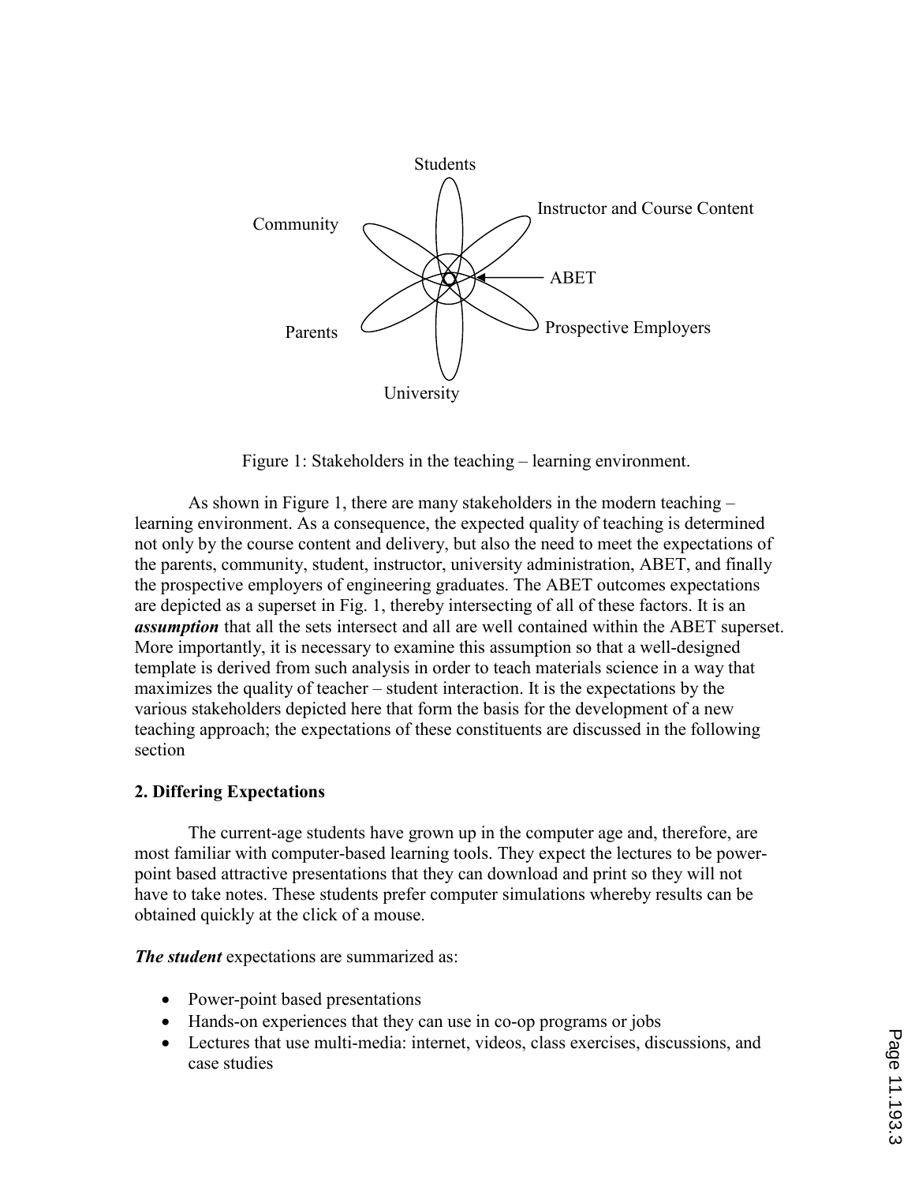Figure 1: Stakeholders in the teaching – learning environment.

As shown in Figure 1, there are many stakeholders in the modern teaching – learning environment. As a consequence, the expected quality of teaching is determined not only by the course content and delivery, but also the need to meet the expectations of the parents, community, student, instructor, university administration, ABET, and finally the prospective employers of engineering graduates. The ABET outcomes expectations are depicted as a superset in Fig. 1, thereby intersecting of all of these factors. It is an ***assumption*** that all the sets intersect and all are well contained within the ABET superset. More importantly, it is necessary to examine this assumption so that a well-designed template is derived from such analysis in order to teach materials science in a way that maximizes the quality of teacher – student interaction. It is the expectations by the various stakeholders depicted here that form the basis for the development of a new teaching approach; the expectations of these constituents are discussed in the following section

## 2. Differing Expectations

The current-age students have grown up in the computer age and, therefore, are most familiar with computer-based learning tools. They expect the lectures to be power-point based attractive presentations that they can download and print so they will not have to take notes. These students prefer computer simulations whereby results can be obtained quickly at the click of a mouse.

***The student*** expectations are summarized as:

- Power-point based presentations
- Hands-on experiences that they can use in co-op programs or jobs
- Lectures that use multi-media: internet, videos, class exercises, discussions, and case studies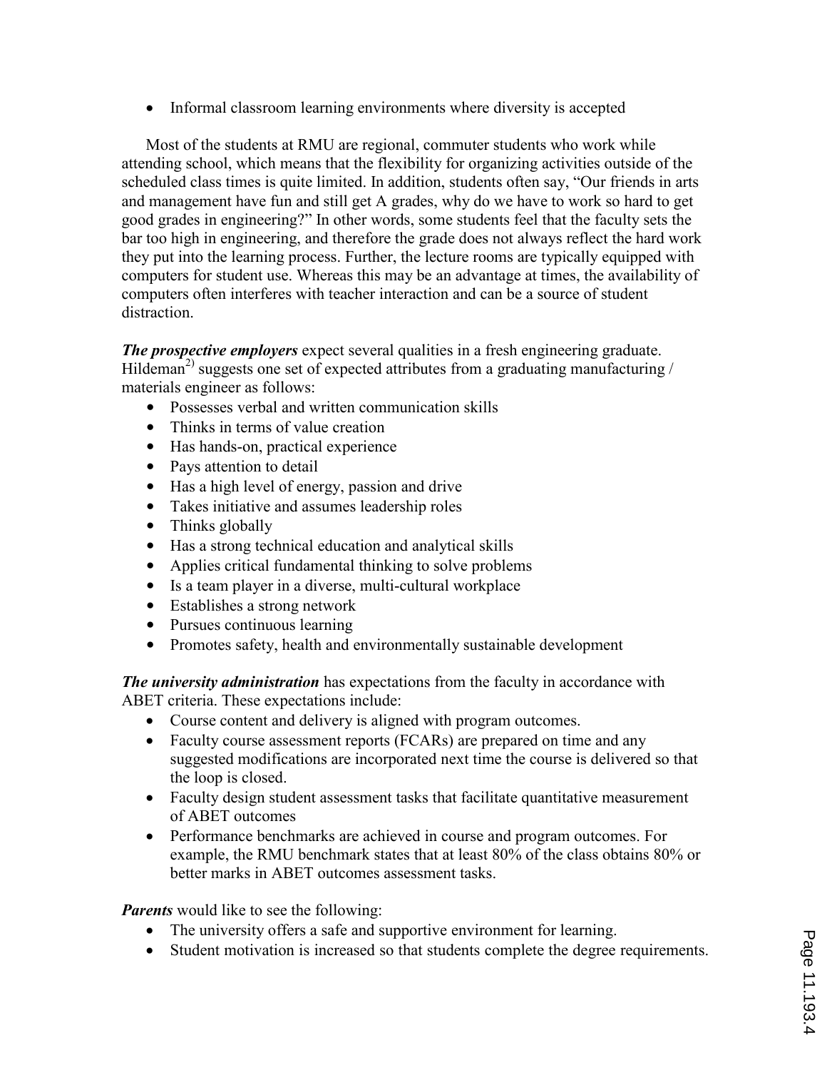- Informal classroom learning environments where diversity is accepted

Most of the students at RMU are regional, commuter students who work while attending school, which means that the flexibility for organizing activities outside of the scheduled class times is quite limited. In addition, students often say, "Our friends in arts and management have fun and still get A grades, why do we have to work so hard to get good grades in engineering?" In other words, some students feel that the faculty sets the bar too high in engineering, and therefore the grade does not always reflect the hard work they put into the learning process. Further, the lecture rooms are typically equipped with computers for student use. Whereas this may be an advantage at times, the availability of computers often interferes with teacher interaction and can be a source of student distraction.

***The prospective employers*** expect several qualities in a fresh engineering graduate. Hildeman[2)] suggests one set of expected attributes from a graduating manufacturing / materials engineer as follows:

- Possesses verbal and written communication skills
- Thinks in terms of value creation
- Has hands-on, practical experience
- Pays attention to detail
- Has a high level of energy, passion and drive
- Takes initiative and assumes leadership roles
- Thinks globally
- Has a strong technical education and analytical skills
- Applies critical fundamental thinking to solve problems
- Is a team player in a diverse, multi-cultural workplace
- Establishes a strong network
- Pursues continuous learning
- Promotes safety, health and environmentally sustainable development

***The university administration*** has expectations from the faculty in accordance with ABET criteria. These expectations include:

- Course content and delivery is aligned with program outcomes.
- Faculty course assessment reports (FCARs) are prepared on time and any suggested modifications are incorporated next time the course is delivered so that the loop is closed.
- Faculty design student assessment tasks that facilitate quantitative measurement of ABET outcomes
- Performance benchmarks are achieved in course and program outcomes. For example, the RMU benchmark states that at least 80% of the class obtains 80% or better marks in ABET outcomes assessment tasks.

***Parents*** would like to see the following:

- The university offers a safe and supportive environment for learning.
- Student motivation is increased so that students complete the degree requirements.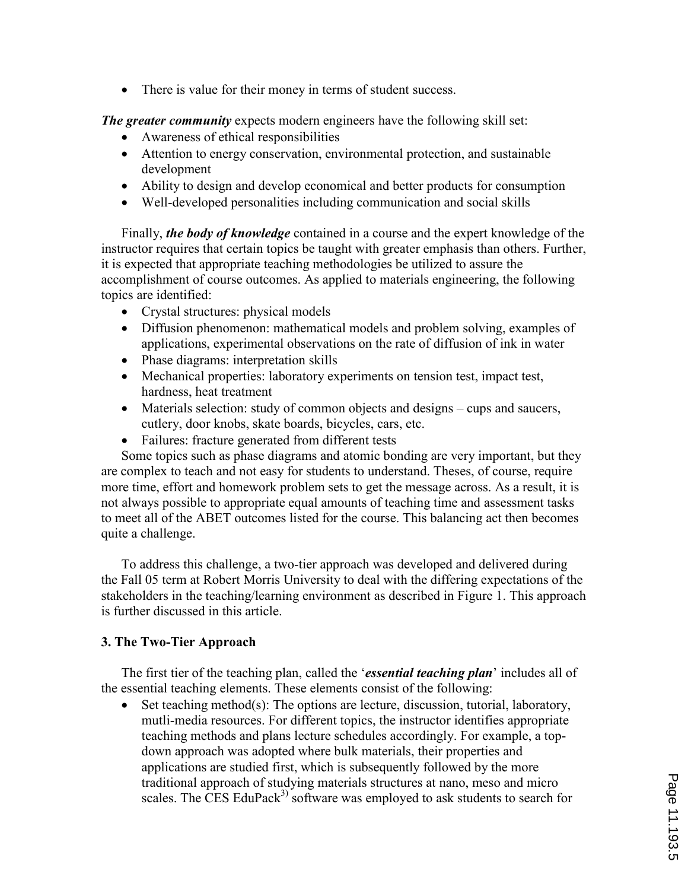- There is value for their money in terms of student success.

***The greater community*** expects modern engineers have the following skill set:

- Awareness of ethical responsibilities
- Attention to energy conservation, environmental protection, and sustainable development
- Ability to design and develop economical and better products for consumption
- Well-developed personalities including communication and social skills

Finally, ***the body of knowledge*** contained in a course and the expert knowledge of the instructor requires that certain topics be taught with greater emphasis than others. Further, it is expected that appropriate teaching methodologies be utilized to assure the accomplishment of course outcomes. As applied to materials engineering, the following topics are identified:

- Crystal structures: physical models
- Diffusion phenomenon: mathematical models and problem solving, examples of applications, experimental observations on the rate of diffusion of ink in water
- Phase diagrams: interpretation skills
- Mechanical properties: laboratory experiments on tension test, impact test, hardness, heat treatment
- Materials selection: study of common objects and designs – cups and saucers, cutlery, door knobs, skate boards, bicycles, cars, etc.
- Failures: fracture generated from different tests

Some topics such as phase diagrams and atomic bonding are very important, but they are complex to teach and not easy for students to understand. Theses, of course, require more time, effort and homework problem sets to get the message across. As a result, it is not always possible to appropriate equal amounts of teaching time and assessment tasks to meet all of the ABET outcomes listed for the course. This balancing act then becomes quite a challenge.

To address this challenge, a two-tier approach was developed and delivered during the Fall 05 term at Robert Morris University to deal with the differing expectations of the stakeholders in the teaching/learning environment as described in Figure 1. This approach is further discussed in this article.

## 3. The Two-Tier Approach

The first tier of the teaching plan, called the '***essential teaching plan***' includes all of the essential teaching elements. These elements consist of the following:

- Set teaching method(s): The options are lecture, discussion, tutorial, laboratory, mutli-media resources. For different topics, the instructor identifies appropriate teaching methods and plans lecture schedules accordingly. For example, a top-down approach was adopted where bulk materials, their properties and applications are studied first, which is subsequently followed by the more traditional approach of studying materials structures at nano, meso and micro scales. The CES EduPack[3)] software was employed to ask students to search for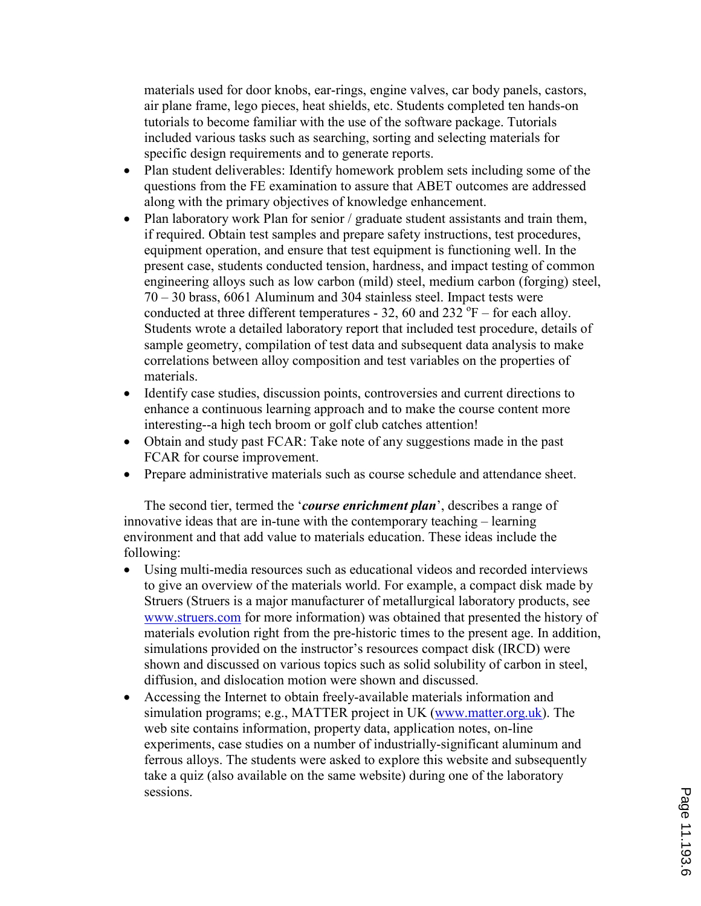materials used for door knobs, ear-rings, engine valves, car body panels, castors, air plane frame, lego pieces, heat shields, etc. Students completed ten hands-on tutorials to become familiar with the use of the software package. Tutorials included various tasks such as searching, sorting and selecting materials for specific design requirements and to generate reports.

- Plan student deliverables: Identify homework problem sets including some of the questions from the FE examination to assure that ABET outcomes are addressed along with the primary objectives of knowledge enhancement.
- Plan laboratory work Plan for senior / graduate student assistants and train them, if required. Obtain test samples and prepare safety instructions, test procedures, equipment operation, and ensure that test equipment is functioning well. In the present case, students conducted tension, hardness, and impact testing of common engineering alloys such as low carbon (mild) steel, medium carbon (forging) steel, 70 – 30 brass, 6061 Aluminum and 304 stainless steel. Impact tests were conducted at three different temperatures - 32, 60 and 232 $^{o}$F – for each alloy. Students wrote a detailed laboratory report that included test procedure, details of sample geometry, compilation of test data and subsequent data analysis to make correlations between alloy composition and test variables on the properties of materials.
- Identify case studies, discussion points, controversies and current directions to enhance a continuous learning approach and to make the course content more interesting--a high tech broom or golf club catches attention!
- Obtain and study past FCAR: Take note of any suggestions made in the past FCAR for course improvement.
- Prepare administrative materials such as course schedule and attendance sheet.

The second tier, termed the '***course enrichment plan***', describes a range of innovative ideas that are in-tune with the contemporary teaching – learning environment and that add value to materials education. These ideas include the following:

- Using multi-media resources such as educational videos and recorded interviews to give an overview of the materials world. For example, a compact disk made by Struers (Struers is a major manufacturer of metallurgical laboratory products, see www.struers.com for more information) was obtained that presented the history of materials evolution right from the pre-historic times to the present age. In addition, simulations provided on the instructor's resources compact disk (IRCD) were shown and discussed on various topics such as solid solubility of carbon in steel, diffusion, and dislocation motion were shown and discussed.
- Accessing the Internet to obtain freely-available materials information and simulation programs; e.g., MATTER project in UK (www.matter.org.uk). The web site contains information, property data, application notes, on-line experiments, case studies on a number of industrially-significant aluminum and ferrous alloys. The students were asked to explore this website and subsequently take a quiz (also available on the same website) during one of the laboratory sessions.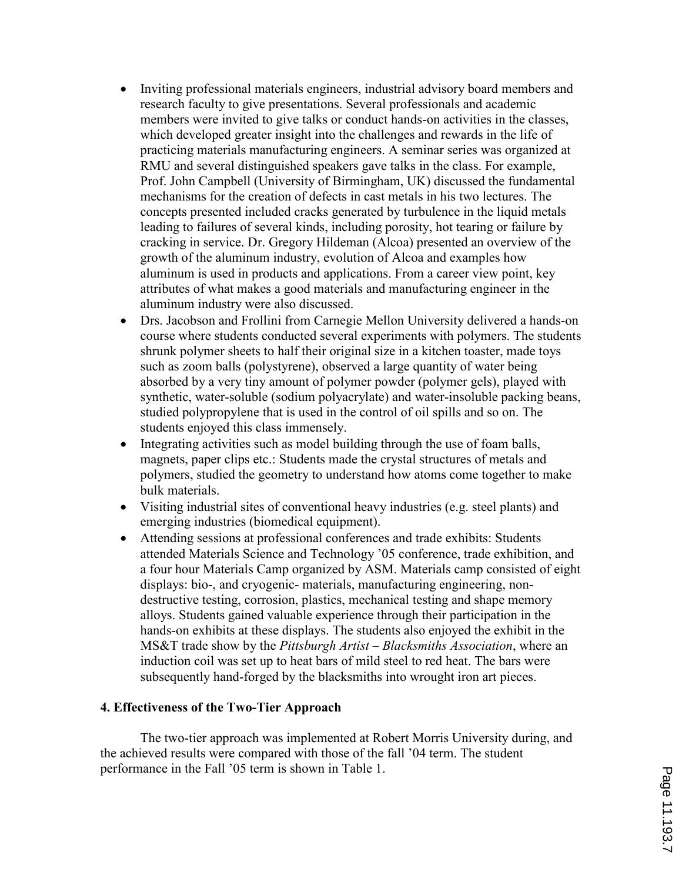- Inviting professional materials engineers, industrial advisory board members and research faculty to give presentations. Several professionals and academic members were invited to give talks or conduct hands-on activities in the classes, which developed greater insight into the challenges and rewards in the life of practicing materials manufacturing engineers. A seminar series was organized at RMU and several distinguished speakers gave talks in the class. For example, Prof. John Campbell (University of Birmingham, UK) discussed the fundamental mechanisms for the creation of defects in cast metals in his two lectures. The concepts presented included cracks generated by turbulence in the liquid metals leading to failures of several kinds, including porosity, hot tearing or failure by cracking in service. Dr. Gregory Hildeman (Alcoa) presented an overview of the growth of the aluminum industry, evolution of Alcoa and examples how aluminum is used in products and applications. From a career view point, key attributes of what makes a good materials and manufacturing engineer in the aluminum industry were also discussed.
- Drs. Jacobson and Frollini from Carnegie Mellon University delivered a hands-on course where students conducted several experiments with polymers. The students shrunk polymer sheets to half their original size in a kitchen toaster, made toys such as zoom balls (polystyrene), observed a large quantity of water being absorbed by a very tiny amount of polymer powder (polymer gels), played with synthetic, water-soluble (sodium polyacrylate) and water-insoluble packing beans, studied polypropylene that is used in the control of oil spills and so on. The students enjoyed this class immensely.
- Integrating activities such as model building through the use of foam balls, magnets, paper clips etc.: Students made the crystal structures of metals and polymers, studied the geometry to understand how atoms come together to make bulk materials.
- Visiting industrial sites of conventional heavy industries (e.g. steel plants) and emerging industries (biomedical equipment).
- Attending sessions at professional conferences and trade exhibits: Students attended Materials Science and Technology '05 conference, trade exhibition, and a four hour Materials Camp organized by ASM. Materials camp consisted of eight displays: bio-, and cryogenic- materials, manufacturing engineering, non-destructive testing, corrosion, plastics, mechanical testing and shape memory alloys. Students gained valuable experience through their participation in the hands-on exhibits at these displays. The students also enjoyed the exhibit in the MS&T trade show by the *Pittsburgh Artist – Blacksmiths Association*, where an induction coil was set up to heat bars of mild steel to red heat. The bars were subsequently hand-forged by the blacksmiths into wrought iron art pieces.

## 4. Effectiveness of the Two-Tier Approach

The two-tier approach was implemented at Robert Morris University during, and the achieved results were compared with those of the fall '04 term. The student performance in the Fall '05 term is shown in Table 1.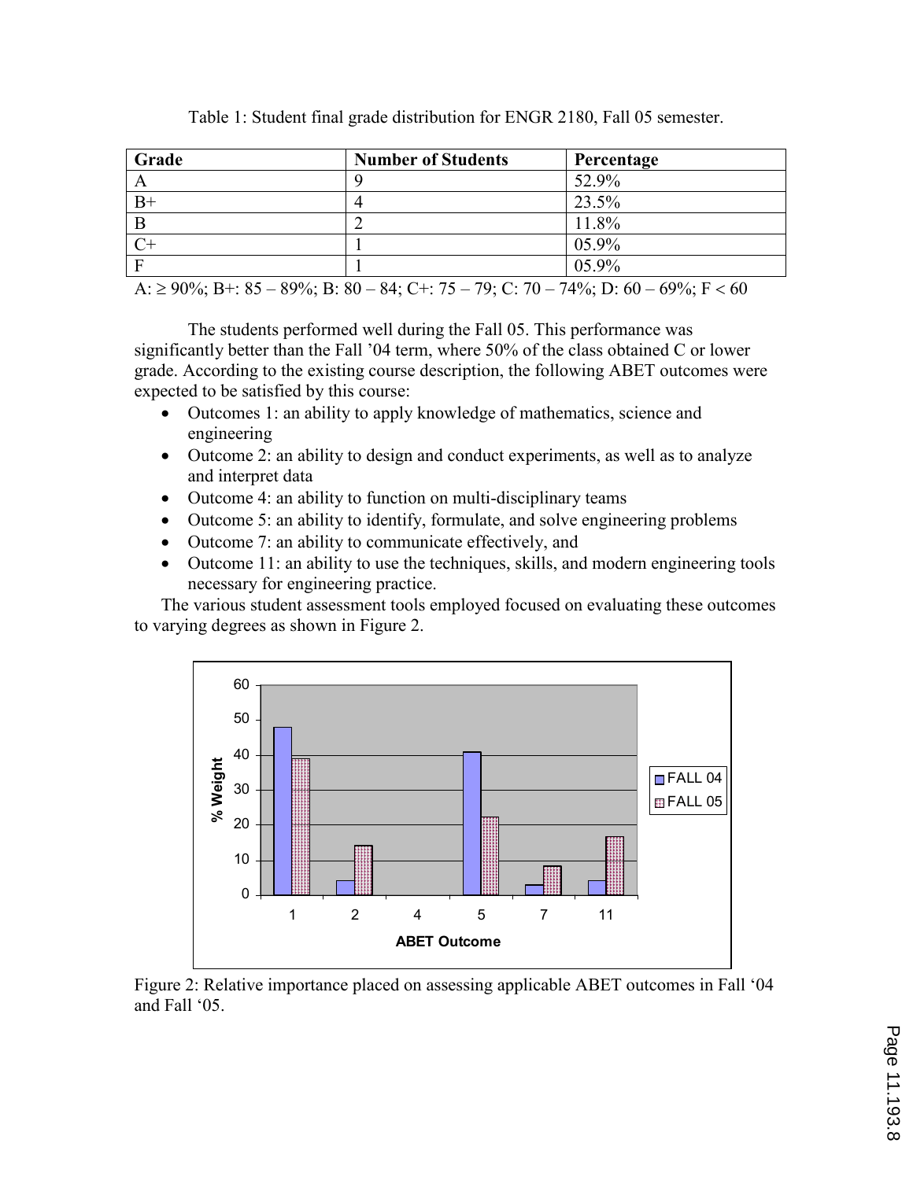Table 1: Student final grade distribution for ENGR 2180, Fall 05 semester.

| Grade | Number of Students | Percentage |
|---|---|---|
| A | 9 | 52.9% |
| B+ | 4 | 23.5% |
| B | 2 | 11.8% |
| C+ | 1 | 05.9% |
| F | 1 | 05.9% |

A: ≥ 90%; B+: 85 – 89%; B: 80 – 84; C+: 75 – 79; C: 70 – 74%; D: 60 – 69%; F < 60

The students performed well during the Fall 05. This performance was significantly better than the Fall '04 term, where 50% of the class obtained C or lower grade. According to the existing course description, the following ABET outcomes were expected to be satisfied by this course:

- Outcomes 1: an ability to apply knowledge of mathematics, science and engineering
- Outcome 2: an ability to design and conduct experiments, as well as to analyze and interpret data
- Outcome 4: an ability to function on multi-disciplinary teams
- Outcome 5: an ability to identify, formulate, and solve engineering problems
- Outcome 7: an ability to communicate effectively, and
- Outcome 11: an ability to use the techniques, skills, and modern engineering tools necessary for engineering practice.

The various student assessment tools employed focused on evaluating these outcomes to varying degrees as shown in Figure 2.

Figure 2: Relative importance placed on assessing applicable ABET outcomes in Fall '04 and Fall '05.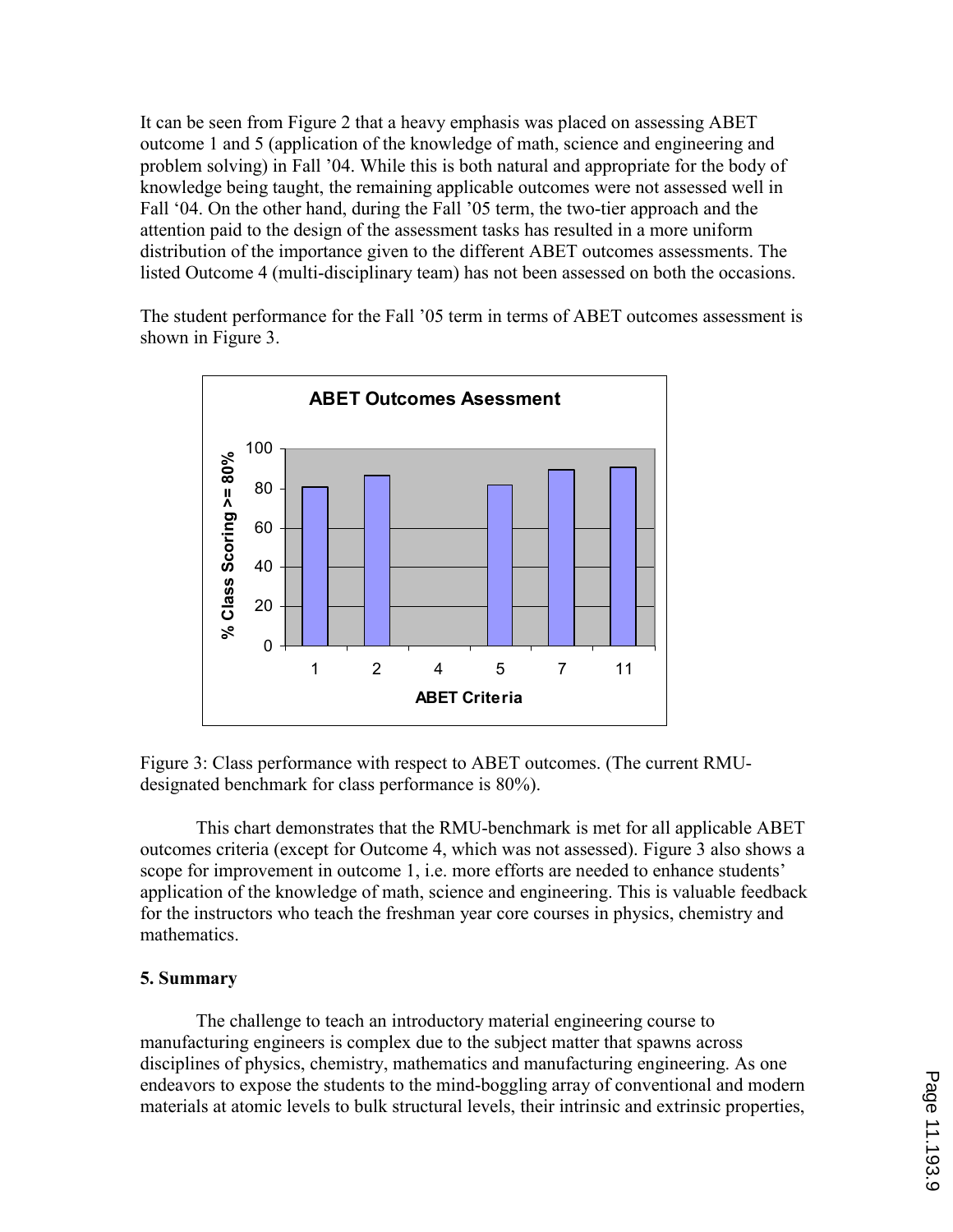It can be seen from Figure 2 that a heavy emphasis was placed on assessing ABET outcome 1 and 5 (application of the knowledge of math, science and engineering and problem solving) in Fall '04. While this is both natural and appropriate for the body of knowledge being taught, the remaining applicable outcomes were not assessed well in Fall '04. On the other hand, during the Fall '05 term, the two-tier approach and the attention paid to the design of the assessment tasks has resulted in a more uniform distribution of the importance given to the different ABET outcomes assessments. The listed Outcome 4 (multi-disciplinary team) has not been assessed on both the occasions.

The student performance for the Fall '05 term in terms of ABET outcomes assessment is shown in Figure 3.

Figure 3: Class performance with respect to ABET outcomes. (The current RMU-designated benchmark for class performance is 80%).

This chart demonstrates that the RMU-benchmark is met for all applicable ABET outcomes criteria (except for Outcome 4, which was not assessed). Figure 3 also shows a scope for improvement in outcome 1, i.e. more efforts are needed to enhance students' application of the knowledge of math, science and engineering. This is valuable feedback for the instructors who teach the freshman year core courses in physics, chemistry and mathematics.

## 5. Summary

The challenge to teach an introductory material engineering course to manufacturing engineers is complex due to the subject matter that spawns across disciplines of physics, chemistry, mathematics and manufacturing engineering. As one endeavors to expose the students to the mind-boggling array of conventional and modern materials at atomic levels to bulk structural levels, their intrinsic and extrinsic properties,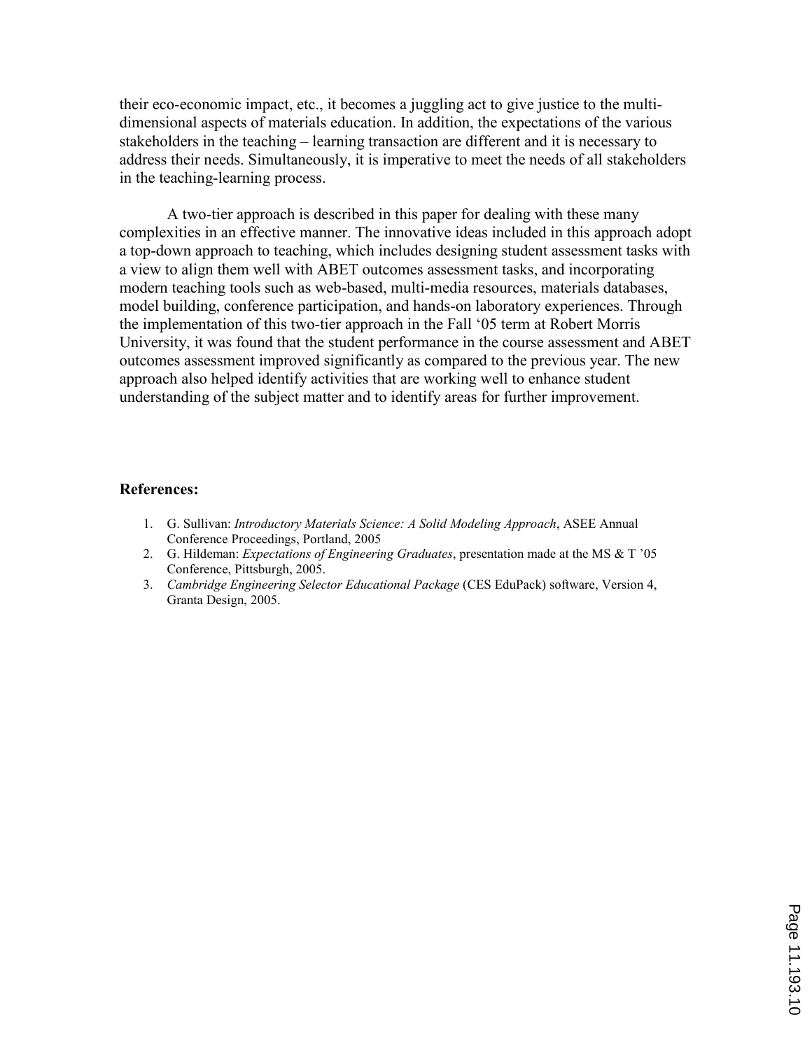their eco-economic impact, etc., it becomes a juggling act to give justice to the multi-dimensional aspects of materials education. In addition, the expectations of the various stakeholders in the teaching – learning transaction are different and it is necessary to address their needs. Simultaneously, it is imperative to meet the needs of all stakeholders in the teaching-learning process.

A two-tier approach is described in this paper for dealing with these many complexities in an effective manner. The innovative ideas included in this approach adopt a top-down approach to teaching, which includes designing student assessment tasks with a view to align them well with ABET outcomes assessment tasks, and incorporating modern teaching tools such as web-based, multi-media resources, materials databases, model building, conference participation, and hands-on laboratory experiences. Through the implementation of this two-tier approach in the Fall '05 term at Robert Morris University, it was found that the student performance in the course assessment and ABET outcomes assessment improved significantly as compared to the previous year. The new approach also helped identify activities that are working well to enhance student understanding of the subject matter and to identify areas for further improvement.

**References:**

1. G. Sullivan: *Introductory Materials Science: A Solid Modeling Approach*, ASEE Annual Conference Proceedings, Portland, 2005
2. G. Hildeman: *Expectations of Engineering Graduates*, presentation made at the MS & T '05 Conference, Pittsburgh, 2005.
3. *Cambridge Engineering Selector Educational Package* (CES EduPack) software, Version 4, Granta Design, 2005.